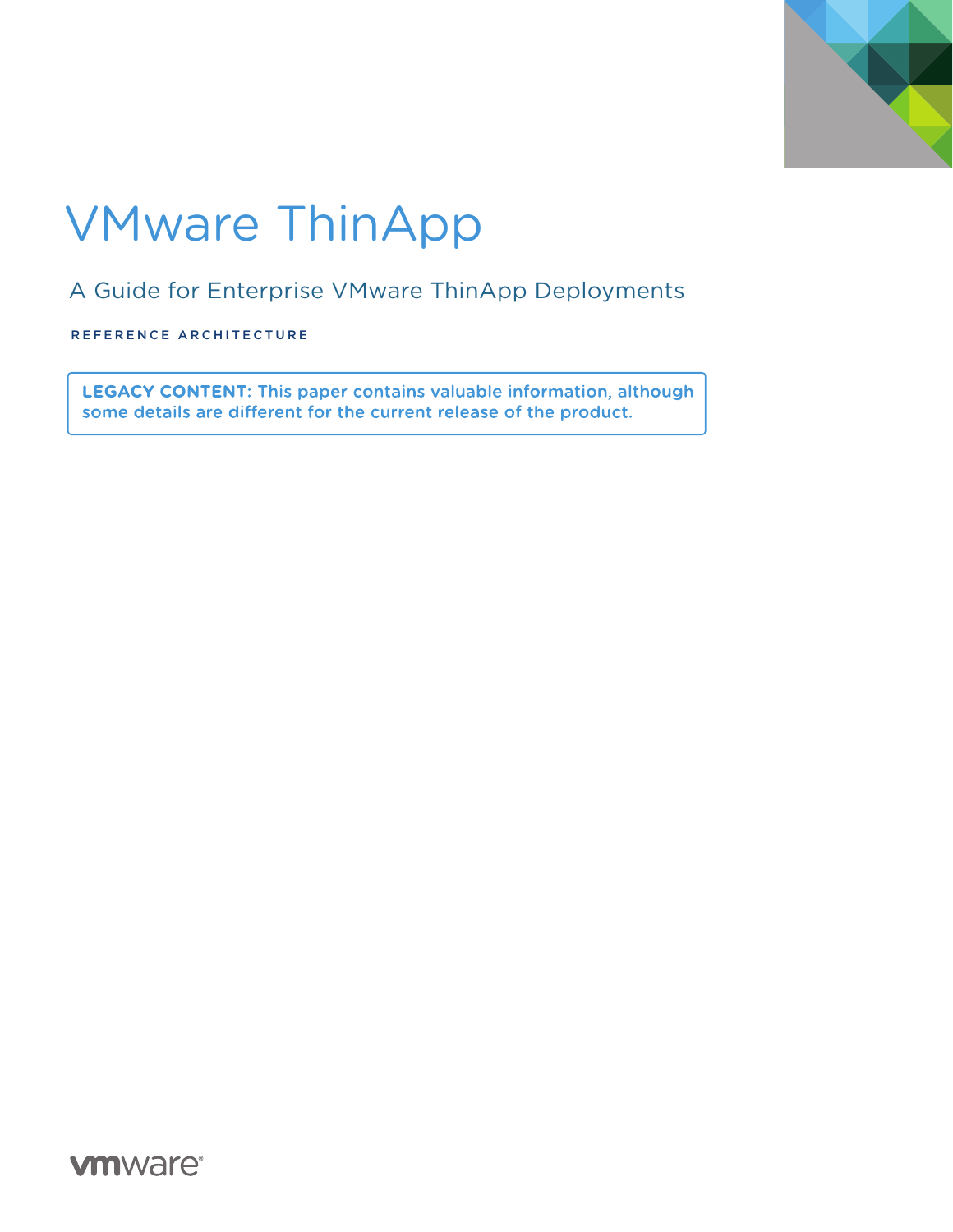# VMware ThinApp

## A Guide for Enterprise VMware ThinApp Deployments

REFERENCE ARCHITECTURE

**LEGACY CONTENT**: This paper contains valuable information, although some details are different for the current release of the product.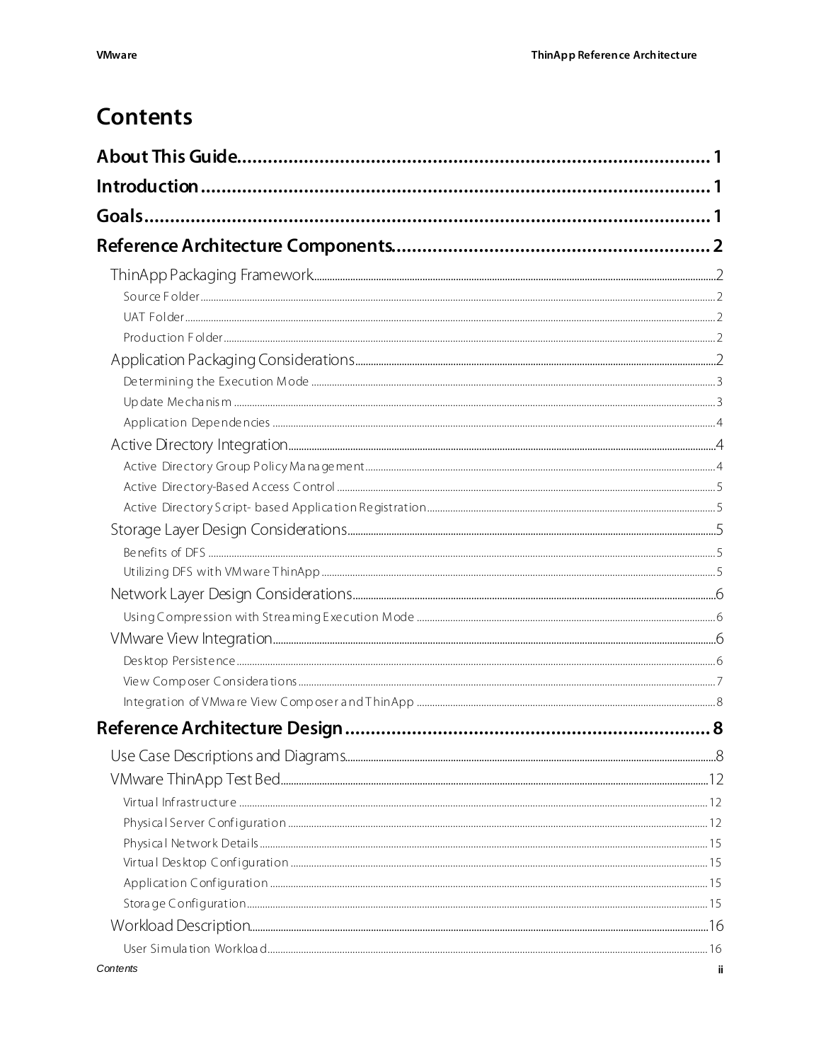# Contents

**About This Guide** 1

**Introduction** 1

**Goals** 1

**Reference Architecture Components** 2

- ThinApp Packaging Framework 2
  - Source Folder 2
  - UAT Folder 2
  - Production Folder 2
- Application Packaging Considerations 2
  - Determining the Execution Mode 3
  - Update Mechanism 3
  - Application Dependencies 4
- Active Directory Integration 4
  - Active Directory Group Policy Management 4
  - Active Directory-Based Access Control 5
  - Active Directory Script- based Application Registration 5
- Storage Layer Design Considerations 5
  - Benefits of DFS 5
  - Utilizing DFS with VMware ThinApp 5
- Network Layer Design Considerations 6
  - Using Compression with Streaming Execution Mode 6
- VMware View Integration 6
  - Desktop Persistence 6
  - View Composer Considerations 7
  - Integration of VMware View Composer and ThinApp 8

**Reference Architecture Design** 8

- Use Case Descriptions and Diagrams 8
- VMware ThinApp Test Bed 12
  - Virtual Infrastructure 12
  - Physical Server Configuration 12
  - Physical Network Details 15
  - Virtual Desktop Configuration 15
  - Application Configuration 15
  - Storage Configuration 15
- Workload Description 16
  - User Simulation Workload 16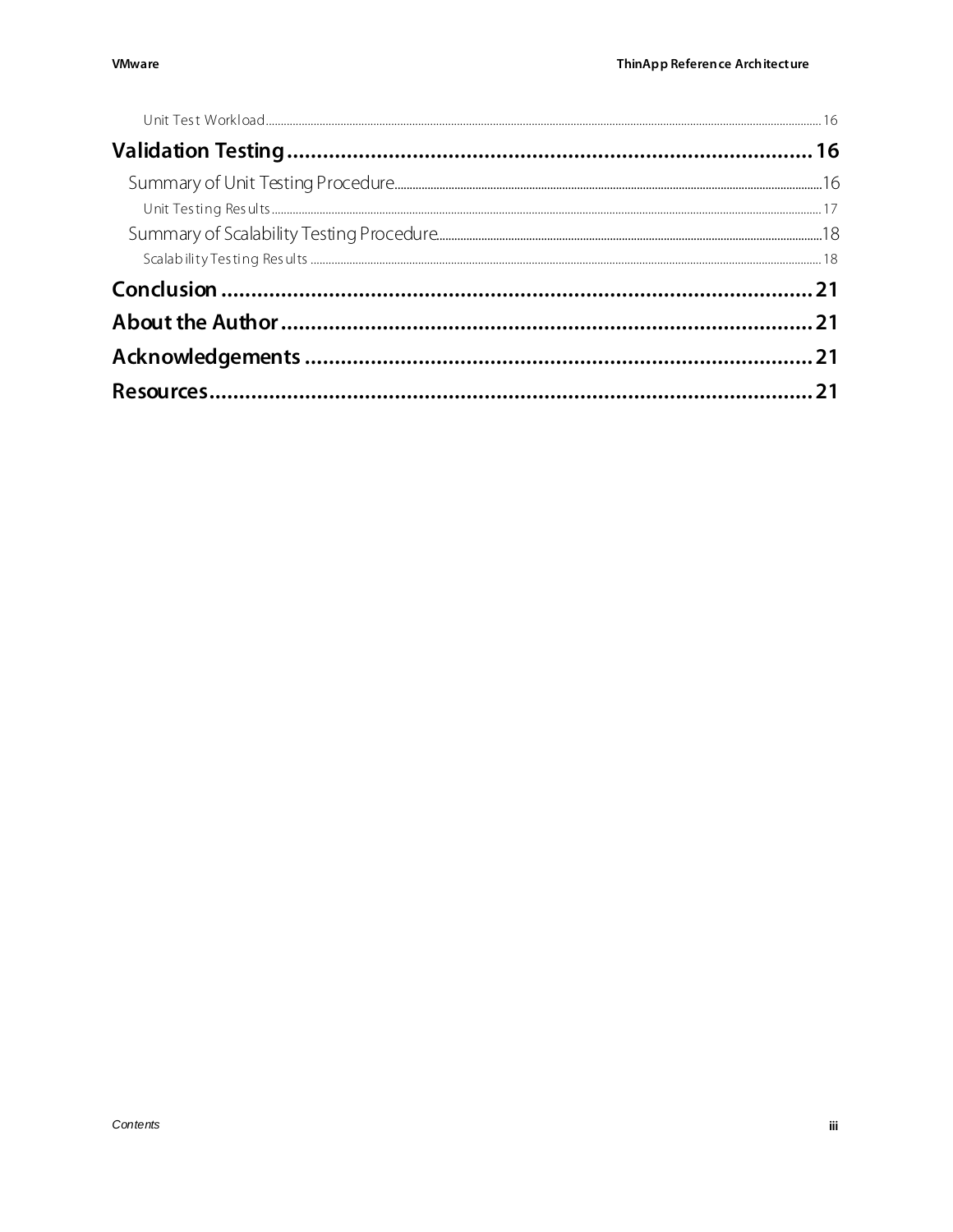Unit Test Workload .......... 16

**Validation Testing .......... 16**

Summary of Unit Testing Procedure .......... 16

Unit Testing Results .......... 17

Summary of Scalability Testing Procedure .......... 18

Scalability Testing Results .......... 18

**Conclusion .......... 21**

**About the Author .......... 21**

**Acknowledgements .......... 21**

**Resources .......... 21**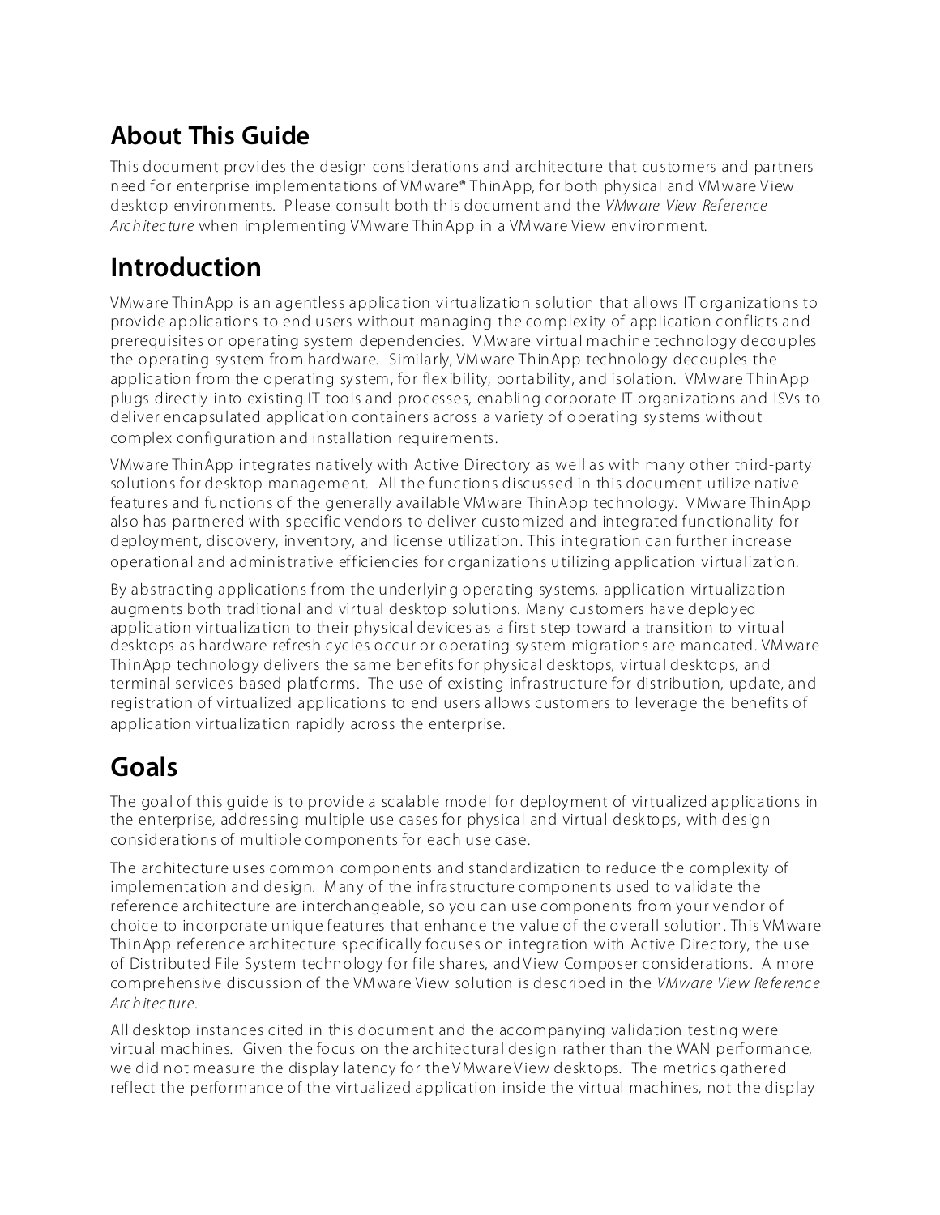## About This Guide

This document provides the design considerations and architecture that customers and partners need for enterprise implementations of VMware® ThinApp, for both physical and VMware View desktop environments. Please consult both this document and the *VMware View Reference Architecture* when implementing VMware ThinApp in a VMware View environment.

## Introduction

VMware ThinApp is an agentless application virtualization solution that allows IT organizations to provide applications to end users without managing the complexity of application conflicts and prerequisites or operating system dependencies. VMware virtual machine technology decouples the operating system from hardware. Similarly, VMware ThinApp technology decouples the application from the operating system, for flexibility, portability, and isolation. VMware ThinApp plugs directly into existing IT tools and processes, enabling corporate IT organizations and ISVs to deliver encapsulated application containers across a variety of operating systems without complex configuration and installation requirements.

VMware ThinApp integrates natively with Active Directory as well as with many other third-party solutions for desktop management. All the functions discussed in this document utilize native features and functions of the generally available VMware ThinApp technology. VMware ThinApp also has partnered with specific vendors to deliver customized and integrated functionality for deployment, discovery, inventory, and license utilization. This integration can further increase operational and administrative efficiencies for organizations utilizing application virtualization.

By abstracting applications from the underlying operating systems, application virtualization augments both traditional and virtual desktop solutions. Many customers have deployed application virtualization to their physical devices as a first step toward a transition to virtual desktops as hardware refresh cycles occur or operating system migrations are mandated. VMware ThinApp technology delivers the same benefits for physical desktops, virtual desktops, and terminal services-based platforms. The use of existing infrastructure for distribution, update, and registration of virtualized applications to end users allows customers to leverage the benefits of application virtualization rapidly across the enterprise.

## Goals

The goal of this guide is to provide a scalable model for deployment of virtualized applications in the enterprise, addressing multiple use cases for physical and virtual desktops, with design considerations of multiple components for each use case.

The architecture uses common components and standardization to reduce the complexity of implementation and design. Many of the infrastructure components used to validate the reference architecture are interchangeable, so you can use components from your vendor of choice to incorporate unique features that enhance the value of the overall solution. This VMware ThinApp reference architecture specifically focuses on integration with Active Directory, the use of Distributed File System technology for file shares, and View Composer considerations. A more comprehensive discussion of the VMware View solution is described in the *VMware View Reference Architecture*.

All desktop instances cited in this document and the accompanying validation testing were virtual machines. Given the focus on the architectural design rather than the WAN performance, we did not measure the display latency for the VMware View desktops. The metrics gathered reflect the performance of the virtualized application inside the virtual machines, not the display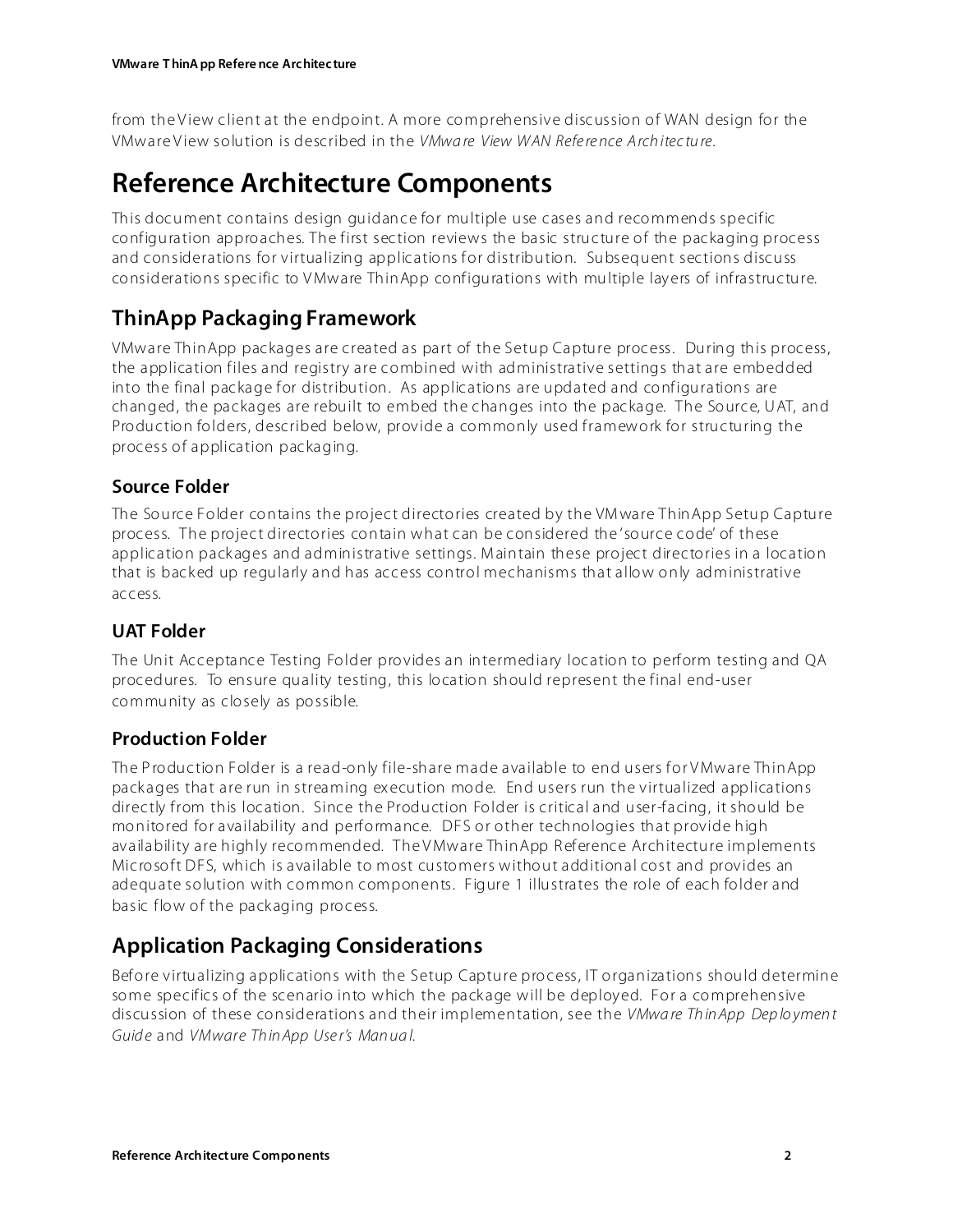from the View client at the endpoint. A more comprehensive discussion of WAN design for the VMware View solution is described in the *VMware View WAN Reference Architecture*.

# Reference Architecture Components

This document contains design guidance for multiple use cases and recommends specific configuration approaches. The first section reviews the basic structure of the packaging process and considerations for virtualizing applications for distribution. Subsequent sections discuss considerations specific to VMware ThinApp configurations with multiple layers of infrastructure.

## ThinApp Packaging Framework

VMware ThinApp packages are created as part of the Setup Capture process. During this process, the application files and registry are combined with administrative settings that are embedded into the final package for distribution. As applications are updated and configurations are changed, the packages are rebuilt to embed the changes into the package. The Source, UAT, and Production folders, described below, provide a commonly used framework for structuring the process of application packaging.

### Source Folder

The Source Folder contains the project directories created by the VMware ThinApp Setup Capture process. The project directories contain what can be considered the 'source code' of these application packages and administrative settings. Maintain these project directories in a location that is backed up regularly and has access control mechanisms that allow only administrative access.

### UAT Folder

The Unit Acceptance Testing Folder provides an intermediary location to perform testing and QA procedures. To ensure quality testing, this location should represent the final end-user community as closely as possible.

### Production Folder

The Production Folder is a read-only file-share made available to end users for VMware ThinApp packages that are run in streaming execution mode. End users run the virtualized applications directly from this location. Since the Production Folder is critical and user-facing, it should be monitored for availability and performance. DFS or other technologies that provide high availability are highly recommended. The VMware ThinApp Reference Architecture implements Microsoft DFS, which is available to most customers without additional cost and provides an adequate solution with common components. Figure 1 illustrates the role of each folder and basic flow of the packaging process.

## Application Packaging Considerations

Before virtualizing applications with the Setup Capture process, IT organizations should determine some specifics of the scenario into which the package will be deployed. For a comprehensive discussion of these considerations and their implementation, see the *VMware ThinApp Deployment Guide* and *VMware ThinApp User's Manual*.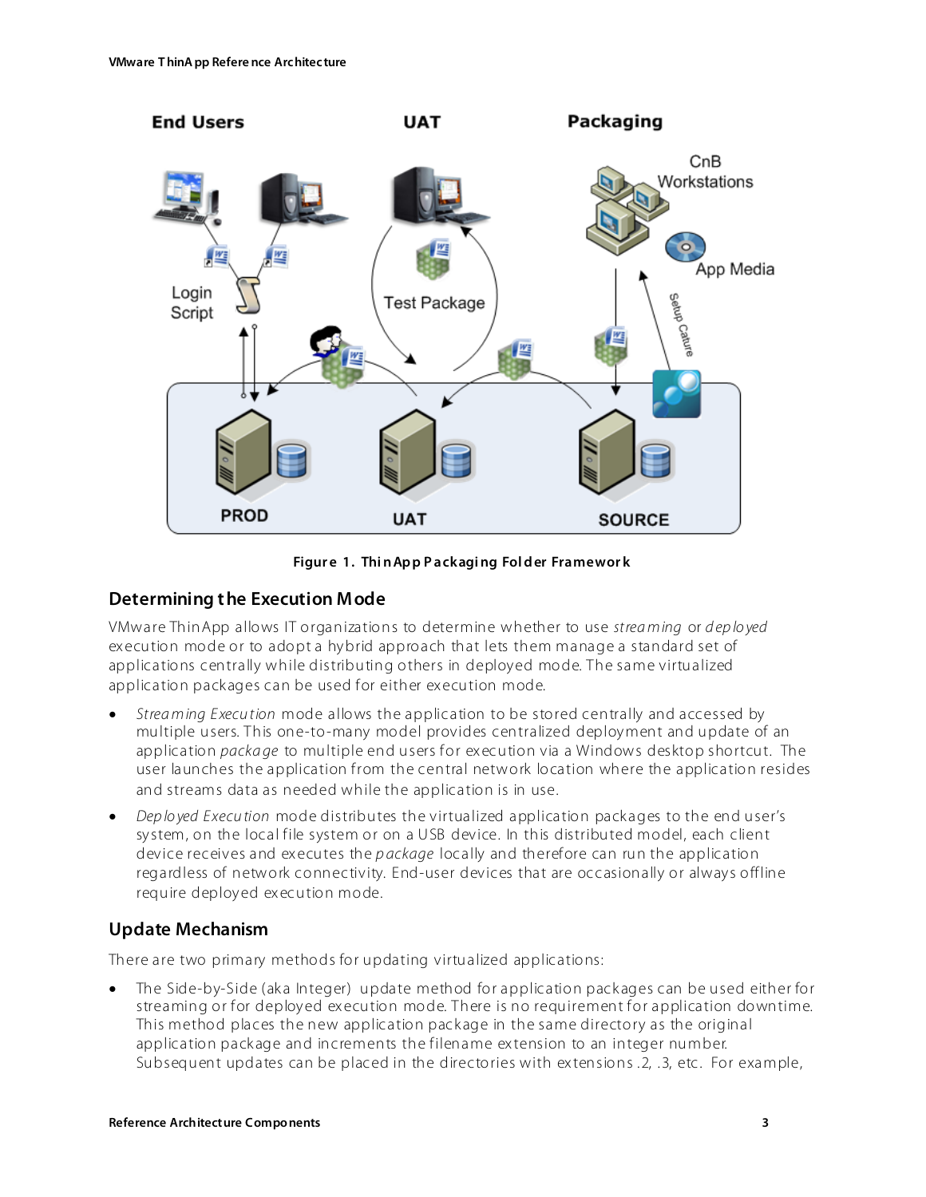End Users

UAT

Packaging

CnB Workstations

App Media

Login Script

Test Package

Setup Cature

PROD

UAT

SOURCE

**Figure 1. ThinApp Packaging Folder Framework**

## Determining the Execution Mode

VMware ThinApp allows IT organizations to determine whether to use *streaming* or *deployed* execution mode or to adopt a hybrid approach that lets them manage a standard set of applications centrally while distributing others in deployed mode. The same virtualized application packages can be used for either execution mode.

- *Streaming Execution* mode allows the application to be stored centrally and accessed by multiple users. This one-to-many model provides centralized deployment and update of an application *package* to multiple end users for execution via a Windows desktop shortcut. The user launches the application from the central network location where the application resides and streams data as needed while the application is in use.
- *Deployed Execution* mode distributes the virtualized application packages to the end user's system, on the local file system or on a USB device. In this distributed model, each client device receives and executes the *package* locally and therefore can run the application regardless of network connectivity. End-user devices that are occasionally or always offline require deployed execution mode.

## Update Mechanism

There are two primary methods for updating virtualized applications:

- The Side-by-Side (aka Integer) update method for application packages can be used either for streaming or for deployed execution mode. There is no requirement for application downtime. This method places the new application package in the same directory as the original application package and increments the filename extension to an integer number. Subsequent updates can be placed in the directories with extensions .2, .3, etc. For example,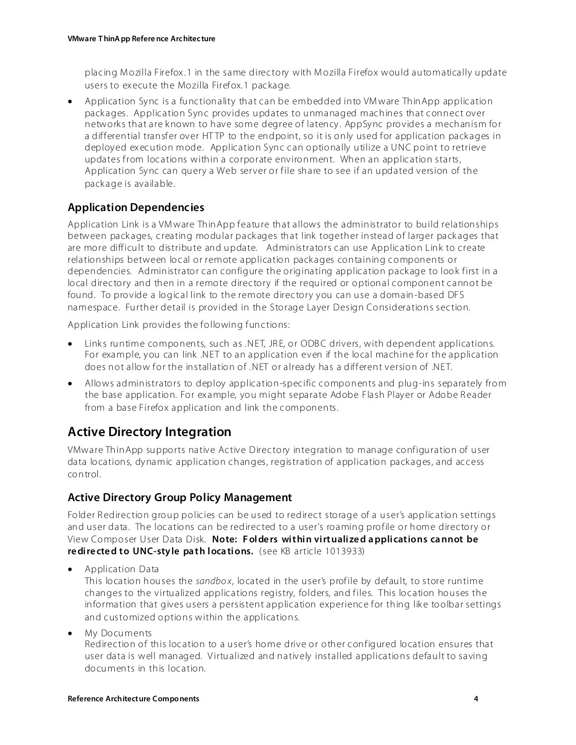placing Mozilla Firefox.1 in the same directory with Mozilla Firefox would automatically update users to execute the Mozilla Firefox.1 package.

- Application Sync is a functionality that can be embedded into VMware ThinApp application packages. Application Sync provides updates to unmanaged machines that connect over networks that are known to have some degree of latency. AppSync provides a mechanism for a differential transfer over HTTP to the endpoint, so it is only used for application packages in deployed execution mode. Application Sync can optionally utilize a UNC point to retrieve updates from locations within a corporate environment. When an application starts, Application Sync can query a Web server or file share to see if an updated version of the package is available.

### Application Dependencies

Application Link is a VMware ThinApp feature that allows the administrator to build relationships between packages, creating modular packages that link together instead of larger packages that are more difficult to distribute and update. Administrators can use Application Link to create relationships between local or remote application packages containing components or dependencies. Administrator can configure the originating application package to look first in a local directory and then in a remote directory if the required or optional component cannot be found. To provide a logical link to the remote directory you can use a domain-based DFS namespace. Further detail is provided in the Storage Layer Design Considerations section.

Application Link provides the following functions:

- Links runtime components, such as .NET, JRE, or ODBC drivers, with dependent applications. For example, you can link .NET to an application even if the local machine for the application does not allow for the installation of .NET or already has a different version of .NET.
- Allows administrators to deploy application-specific components and plug-ins separately from the base application. For example, you might separate Adobe Flash Player or Adobe Reader from a base Firefox application and link the components.

## Active Directory Integration

VMware ThinApp supports native Active Directory integration to manage configuration of user data locations, dynamic application changes, registration of application packages, and access control.

### Active Directory Group Policy Management

Folder Redirection group policies can be used to redirect storage of a user's application settings and user data. The locations can be redirected to a user's roaming profile or home directory or View Composer User Data Disk. **Note: Folders within virtualized applications cannot be redirected to UNC-style path locations.** (see KB article 1013933)

- Application Data
  This location houses the *sandbox*, located in the user's profile by default, to store runtime changes to the virtualized applications registry, folders, and files. This location houses the information that gives users a persistent application experience for thing like toolbar settings and customized options within the applications.
- My Documents
  Redirection of this location to a user's home drive or other configured location ensures that user data is well managed. Virtualized and natively installed applications default to saving documents in this location.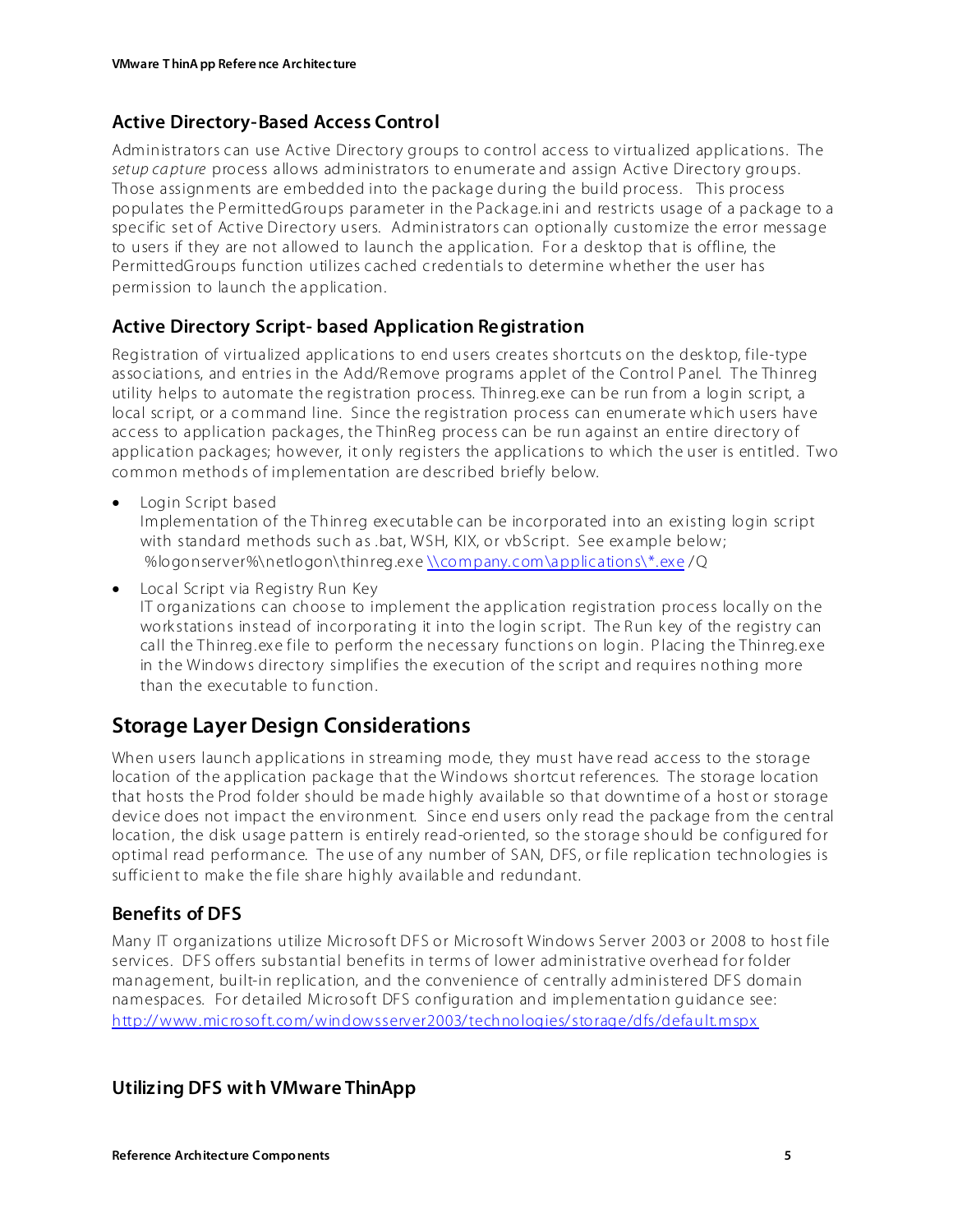### Active Directory-Based Access Control

Administrators can use Active Directory groups to control access to virtualized applications. The *setup capture* process allows administrators to enumerate and assign Active Directory groups. Those assignments are embedded into the package during the build process. This process populates the PermittedGroups parameter in the Package.ini and restricts usage of a package to a specific set of Active Directory users. Administrators can optionally customize the error message to users if they are not allowed to launch the application. For a desktop that is offline, the PermittedGroups function utilizes cached credentials to determine whether the user has permission to launch the application.

### Active Directory Script- based Application Registration

Registration of virtualized applications to end users creates shortcuts on the desktop, file-type associations, and entries in the Add/Remove programs applet of the Control Panel. The Thinreg utility helps to automate the registration process. Thinreg.exe can be run from a login script, a local script, or a command line. Since the registration process can enumerate which users have access to application packages, the ThinReg process can be run against an entire directory of application packages; however, it only registers the applications to which the user is entitled. Two common methods of implementation are described briefly below.

- Login Script based
  Implementation of the Thinreg executable can be incorporated into an existing login script with standard methods such as .bat, WSH, KIX, or vbScript. See example below;
  %logonserver%\netlogon\thinreg.exe \\company.com\applications\*.exe /Q
- Local Script via Registry Run Key
  IT organizations can choose to implement the application registration process locally on the workstations instead of incorporating it into the login script. The Run key of the registry can call the Thinreg.exe file to perform the necessary functions on login. Placing the Thinreg.exe in the Windows directory simplifies the execution of the script and requires nothing more than the executable to function.

## Storage Layer Design Considerations

When users launch applications in streaming mode, they must have read access to the storage location of the application package that the Windows shortcut references. The storage location that hosts the Prod folder should be made highly available so that downtime of a host or storage device does not impact the environment. Since end users only read the package from the central location, the disk usage pattern is entirely read-oriented, so the storage should be configured for optimal read performance. The use of any number of SAN, DFS, or file replication technologies is sufficient to make the file share highly available and redundant.

### Benefits of DFS

Many IT organizations utilize Microsoft DFS or Microsoft Windows Server 2003 or 2008 to host file services. DFS offers substantial benefits in terms of lower administrative overhead for folder management, built-in replication, and the convenience of centrally administered DFS domain namespaces. For detailed Microsoft DFS configuration and implementation guidance see: http://www.microsoft.com/windowsserver2003/technologies/storage/dfs/default.mspx

### Utilizing DFS with VMware ThinApp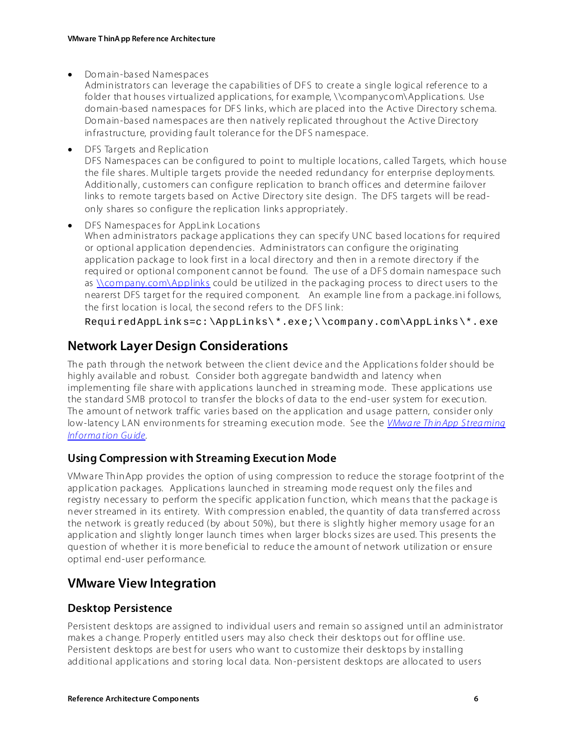- Domain-based Namespaces
  Administrators can leverage the capabilities of DFS to create a single logical reference to a folder that houses virtualized applications, for example, \\companycom\Applications. Use domain-based namespaces for DFS links, which are placed into the Active Directory schema. Domain-based namespaces are then natively replicated throughout the Active Directory infrastructure, providing fault tolerance for the DFS namespace.
- DFS Targets and Replication
  DFS Namespaces can be configured to point to multiple locations, called Targets, which house the file shares. Multiple targets provide the needed redundancy for enterprise deployments. Additionally, customers can configure replication to branch offices and determine failover links to remote targets based on Active Directory site design. The DFS targets will be read-only shares so configure the replication links appropriately.
- DFS Namespaces for AppLink Locations
  When administrators package applications they can specify UNC based locations for required or optional application dependencies. Administrators can configure the originating application package to look first in a local directory and then in a remote directory if the required or optional component cannot be found. The use of a DFS domain namespace such as \\company.com\Applinks could be utilized in the packaging process to direct users to the nearerst DFS target for the required component. An example line from a package.ini follows, the first location is local, the second refers to the DFS link:

  ```
  RequiredAppLinks=c:\AppLinks\*.exe;\\company.com\AppLinks\*.exe
  ```

## Network Layer Design Considerations

The path through the network between the client device and the Applications folder should be highly available and robust. Consider both aggregate bandwidth and latency when implementing file share with applications launched in streaming mode. These applications use the standard SMB protocol to transfer the blocks of data to the end-user system for execution. The amount of network traffic varies based on the application and usage pattern, consider only low-latency LAN environments for streaming execution mode. See the *VMware ThinApp Streaming Information Guide*.

### Using Compression with Streaming Execution Mode

VMware ThinApp provides the option of using compression to reduce the storage footprint of the application packages. Applications launched in streaming mode request only the files and registry necessary to perform the specific application function, which means that the package is never streamed in its entirety. With compression enabled, the quantity of data transferred across the network is greatly reduced (by about 50%), but there is slightly higher memory usage for an application and slightly longer launch times when larger blocks sizes are used. This presents the question of whether it is more beneficial to reduce the amount of network utilization or ensure optimal end-user performance.

## VMware View Integration

### Desktop Persistence

Persistent desktops are assigned to individual users and remain so assigned until an administrator makes a change. Properly entitled users may also check their desktops out for offline use. Persistent desktops are best for users who want to customize their desktops by installing additional applications and storing local data. Non-persistent desktops are allocated to users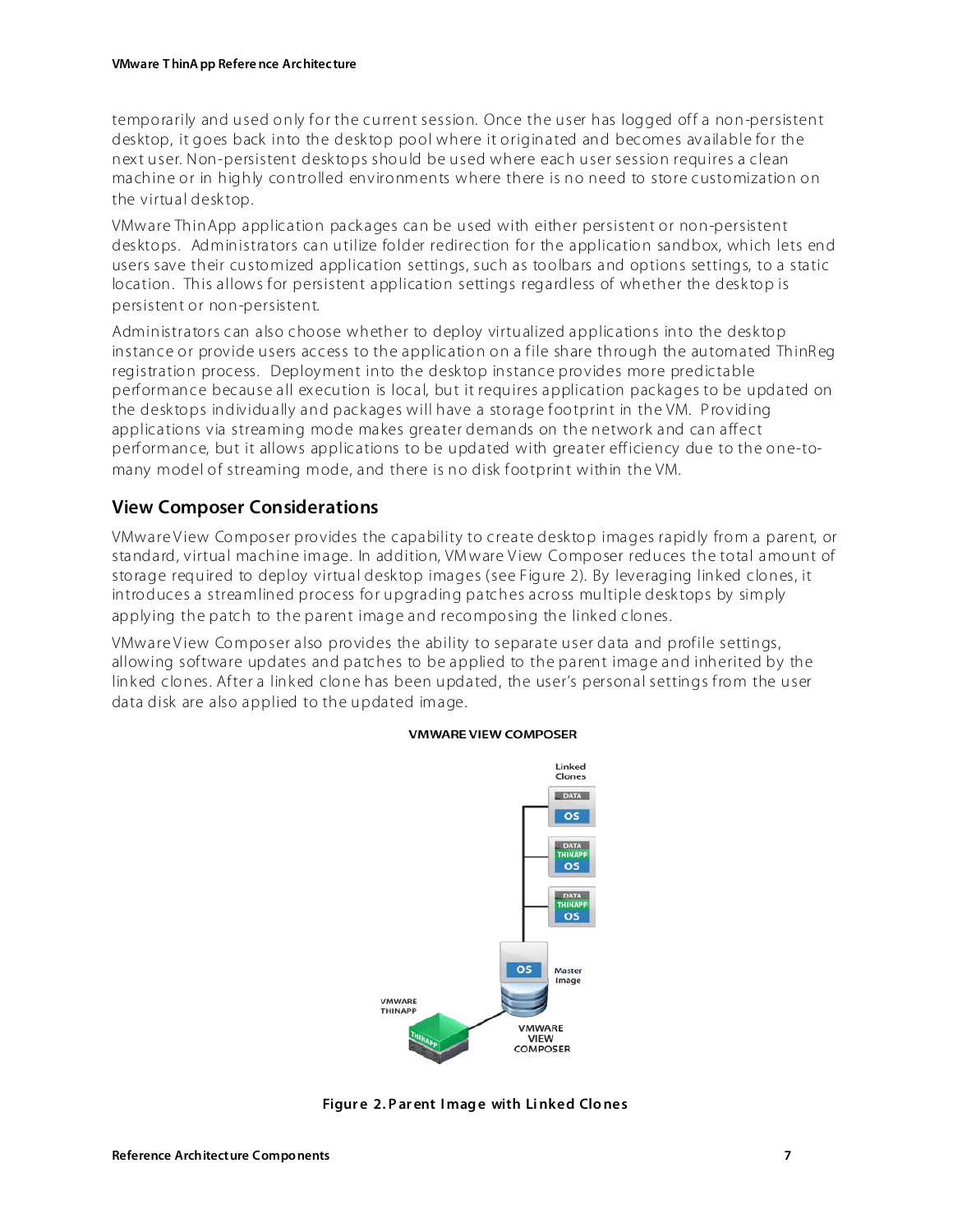temporarily and used only for the current session. Once the user has logged off a non-persistent desktop, it goes back into the desktop pool where it originated and becomes available for the next user. Non-persistent desktops should be used where each user session requires a clean machine or in highly controlled environments where there is no need to store customization on the virtual desktop.

VMware ThinApp application packages can be used with either persistent or non-persistent desktops. Administrators can utilize folder redirection for the application sandbox, which lets end users save their customized application settings, such as toolbars and options settings, to a static location. This allows for persistent application settings regardless of whether the desktop is persistent or non-persistent.

Administrators can also choose whether to deploy virtualized applications into the desktop instance or provide users access to the application on a file share through the automated ThinReg registration process. Deployment into the desktop instance provides more predictable performance because all execution is local, but it requires application packages to be updated on the desktops individually and packages will have a storage footprint in the VM. Providing applications via streaming mode makes greater demands on the network and can affect performance, but it allows applications to be updated with greater efficiency due to the one-to-many model of streaming mode, and there is no disk footprint within the VM.

## View Composer Considerations

VMware View Composer provides the capability to create desktop images rapidly from a parent, or standard, virtual machine image. In addition, VMware View Composer reduces the total amount of storage required to deploy virtual desktop images (see Figure 2). By leveraging linked clones, it introduces a streamlined process for upgrading patches across multiple desktops by simply applying the patch to the parent image and recomposing the linked clones.

VMware View Composer also provides the ability to separate user data and profile settings, allowing software updates and patches to be applied to the parent image and inherited by the linked clones. After a linked clone has been updated, the user's personal settings from the user data disk are also applied to the updated image.

**Figure 2. Parent Image with Linked Clones**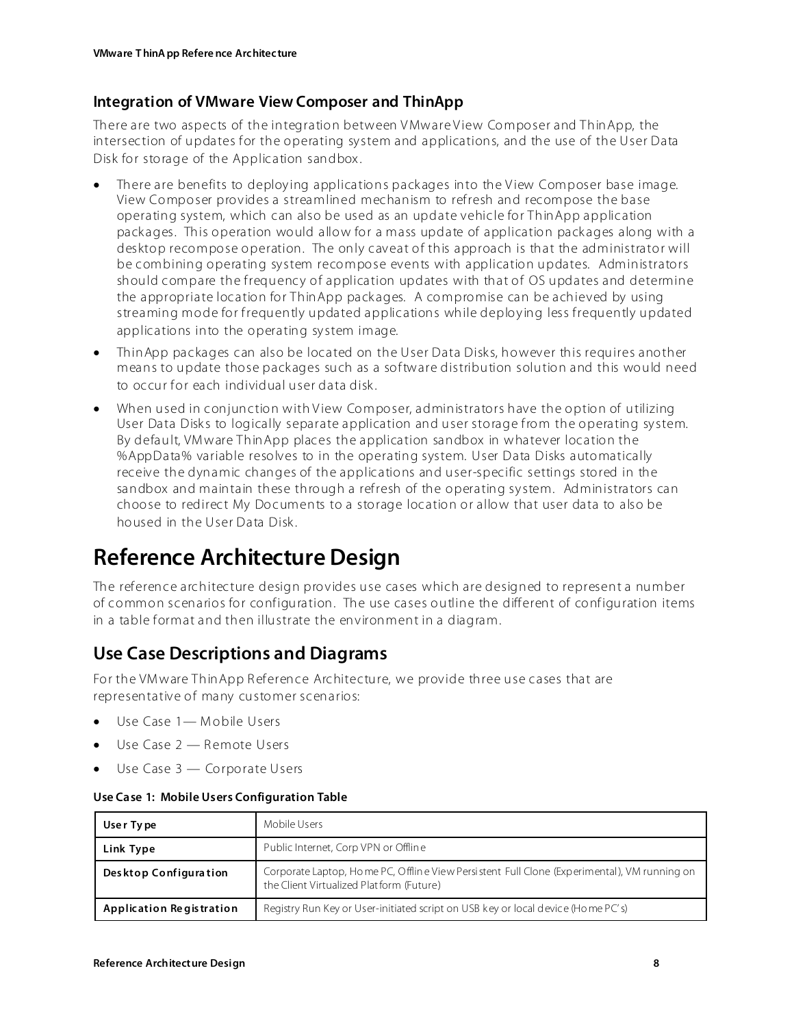## Integration of VMware View Composer and ThinApp

There are two aspects of the integration between VMware View Composer and ThinApp, the intersection of updates for the operating system and applications, and the use of the User Data Disk for storage of the Application sandbox.

- There are benefits to deploying applications packages into the View Composer base image. View Composer provides a streamlined mechanism to refresh and recompose the base operating system, which can also be used as an update vehicle for ThinApp application packages. This operation would allow for a mass update of application packages along with a desktop recompose operation. The only caveat of this approach is that the administrator will be combining operating system recompose events with application updates. Administrators should compare the frequency of application updates with that of OS updates and determine the appropriate location for ThinApp packages. A compromise can be achieved by using streaming mode for frequently updated applications while deploying less frequently updated applications into the operating system image.
- ThinApp packages can also be located on the User Data Disks, however this requires another means to update those packages such as a software distribution solution and this would need to occur for each individual user data disk.
- When used in conjunction with View Composer, administrators have the option of utilizing User Data Disks to logically separate application and user storage from the operating system. By default, VMware ThinApp places the application sandbox in whatever location the %AppData% variable resolves to in the operating system. User Data Disks automatically receive the dynamic changes of the applications and user-specific settings stored in the sandbox and maintain these through a refresh of the operating system. Administrators can choose to redirect My Documents to a storage location or allow that user data to also be housed in the User Data Disk.

# Reference Architecture Design

The reference architecture design provides use cases which are designed to represent a number of common scenarios for configuration. The use cases outline the different of configuration items in a table format and then illustrate the environment in a diagram.

## Use Case Descriptions and Diagrams

For the VMware ThinApp Reference Architecture, we provide three use cases that are representative of many customer scenarios:

- Use Case 1— Mobile Users
- Use Case 2 — Remote Users
- Use Case 3 — Corporate Users

**Use Case 1: Mobile Users Configuration Table**

| | |
|---|---|
| **User Type** | Mobile Users |
| **Link Type** | Public Internet, Corp VPN or Offline |
| **Desktop Configuration** | Corporate Laptop, Home PC, Offline View Persistent Full Clone (Experimental), VM running on the Client Virtualized Platform (Future) |
| **Application Registration** | Registry Run Key or User-initiated script on USB key or local device (Home PC's) |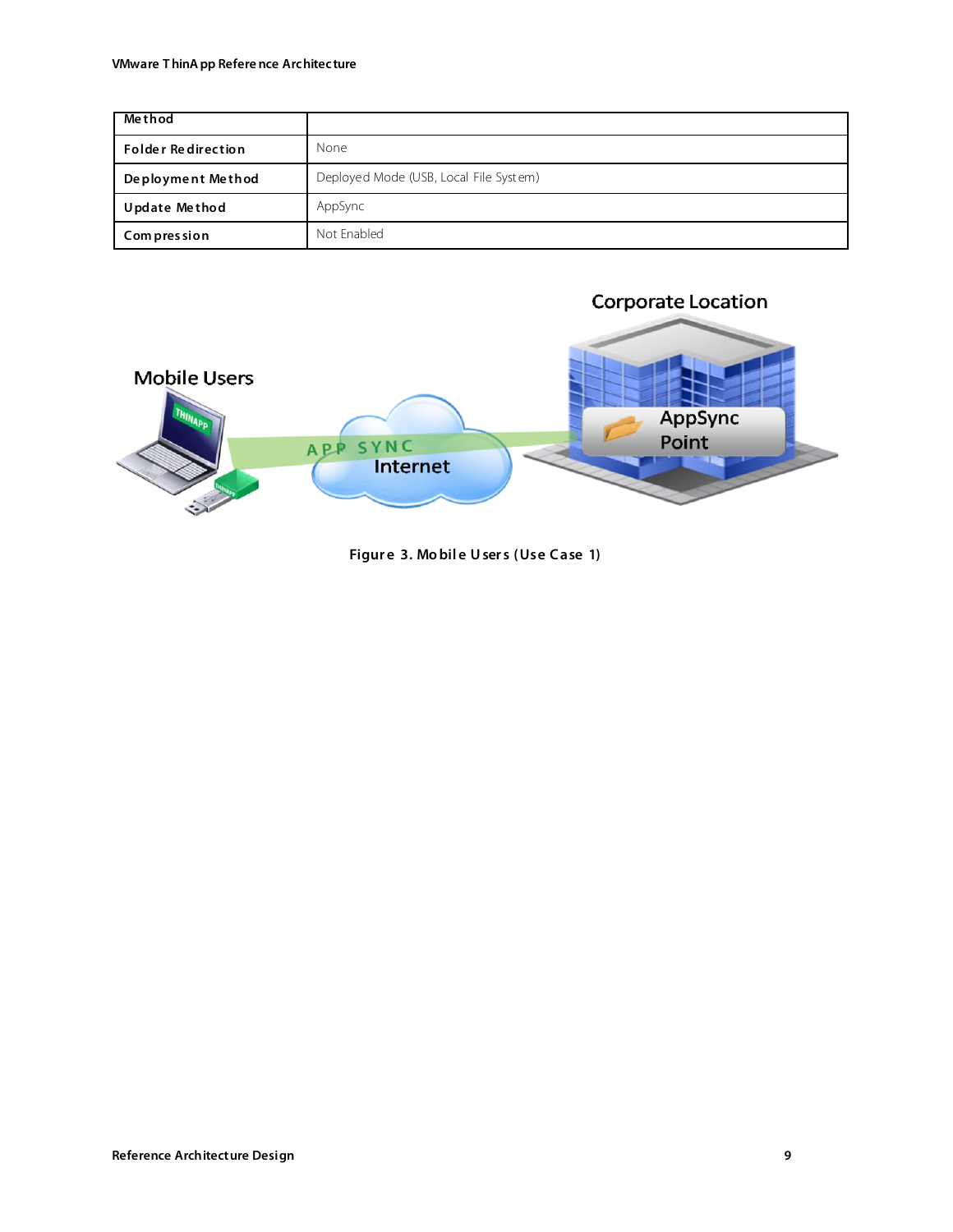| | |
|---|---|
| **Method** | |
| **Folder Redirection** | None |
| **Deployment Method** | Deployed Mode (USB, Local File System) |
| **Update Method** | AppSync |
| **Compression** | Not Enabled |

Mobile Users

APP SYNC

Internet

Corporate Location

AppSync Point

**Figure 3. Mobile Users (Use Case 1)**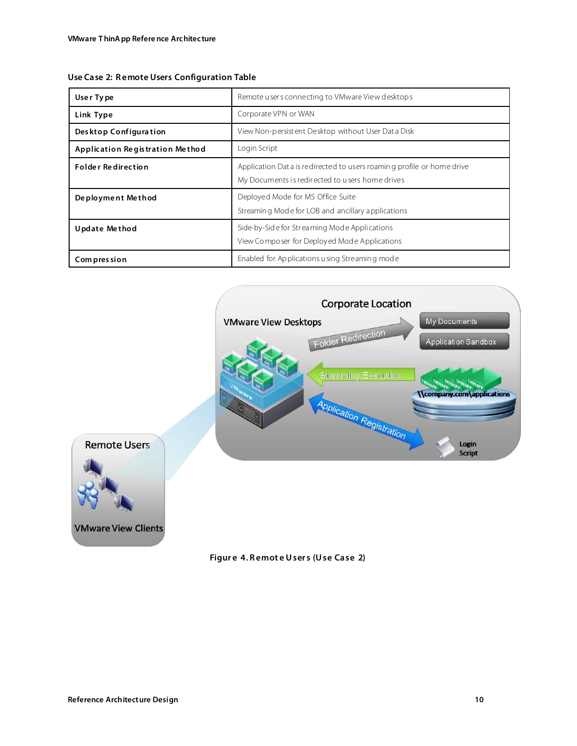Use Case 2: Remote Users Configuration Table

| | |
|---|---|
| **User Type** | Remote users connecting to VMware View desktops |
| **Link Type** | Corporate VPN or WAN |
| **Desktop Configuration** | View Non-persistent Desktop without User Data Disk |
| **Application Registration Method** | Login Script |
| **Folder Redirection** | Application Data is redirected to users roaming profile or home drive<br>My Documents is redirected to users home drives |
| **Deployment Method** | Deployed Mode for MS Office Suite<br>Streaming Mode for LOB and ancillary applications |
| **Update Method** | Side-by-Side for Streaming Mode Applications<br>View Composer for Deployed Mode Applications |
| **Compression** | Enabled for Applications using Streaming mode |

Corporate Location

VMware View Desktops

Folder Redirection

My Documents

Application Sandbox

Streaming Execution

\\company.com\applications

Application Registration

Login Script

Remote Users

VMware View Clients

Figure 4. Remote Users (Use Case 2)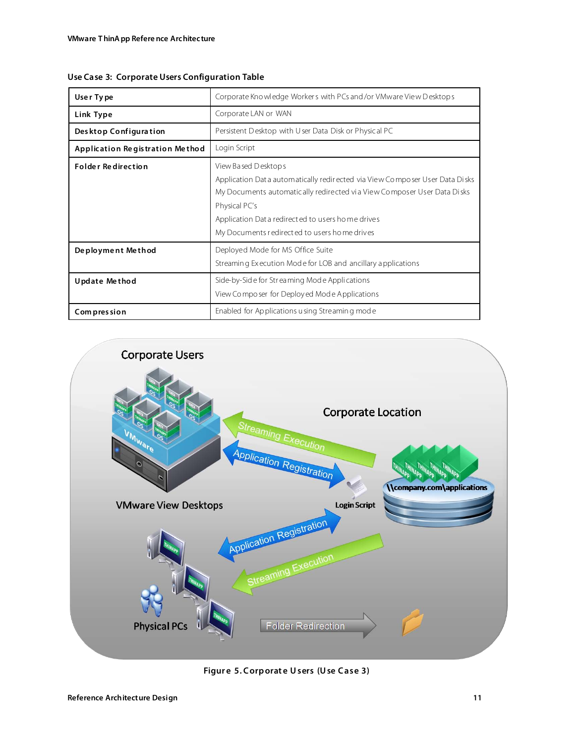**Use Case 3: Corporate Users Configuration Table**

| | |
|---|---|
| **User Type** | Corporate Knowledge Workers with PCs and/or VMware View Desktops |
| **Link Type** | Corporate LAN or WAN |
| **Desktop Configuration** | Persistent Desktop with User Data Disk or Physical PC |
| **Application Registration Method** | Login Script |
| **Folder Redirection** | View Based Desktops<br>Application Data automatically redirected via View Composer User Data Disks<br>My Documents automatically redirected via View Composer User Data Disks<br>Physical PC's<br>Application Data redirected to users home drives<br>My Documents redirected to users home drives |
| **Deployment Method** | Deployed Mode for MS Office Suite<br>Streaming Execution Mode for LOB and ancillary applications |
| **Update Method** | Side-by-Side for Streaming Mode Applications<br>View Composer for Deployed Mode Applications |
| **Compression** | Enabled for Applications using Streaming mode |

Corporate Users

Corporate Location

Streaming Execution

Application Registration

VMware View Desktops

Login Script

\\company.com\applications

Application Registration

Streaming Execution

Physical PCs

Folder Redirection

**Figure 5. Corporate Users (Use Case 3)**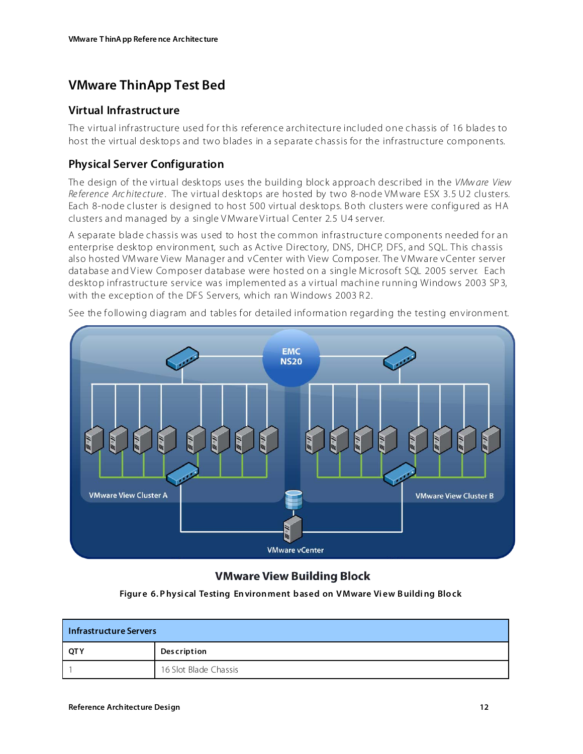## VMware ThinApp Test Bed

### Virtual Infrastructure

The virtual infrastructure used for this reference architecture included one chassis of 16 blades to host the virtual desktops and two blades in a separate chassis for the infrastructure components.

### Physical Server Configuration

The design of the virtual desktops uses the building block approach described in the *VMware View Reference Architecture*. The virtual desktops are hosted by two 8-node VMware ESX 3.5 U2 clusters. Each 8-node cluster is designed to host 500 virtual desktops. Both clusters were configured as HA clusters and managed by a single VMware Virtual Center 2.5 U4 server.

A separate blade chassis was used to host the common infrastructure components needed for an enterprise desktop environment, such as Active Directory, DNS, DHCP, DFS, and SQL. This chassis also hosted VMware View Manager and vCenter with View Composer. The VMware vCenter server database and View Composer database were hosted on a single Microsoft SQL 2005 server. Each desktop infrastructure service was implemented as a virtual machine running Windows 2003 SP3, with the exception of the DFS Servers, which ran Windows 2003 R2.

See the following diagram and tables for detailed information regarding the testing environment.

EMC NS20

VMware View Cluster A

VMware View Cluster B

VMware vCenter

**VMware View Building Block**

**Figure 6. Physical Testing Environment based on VMware View Building Block**

| Infrastructure Servers | |
|---|---|
| **QTY** | **Description** |
| 1 | 16 Slot Blade Chassis |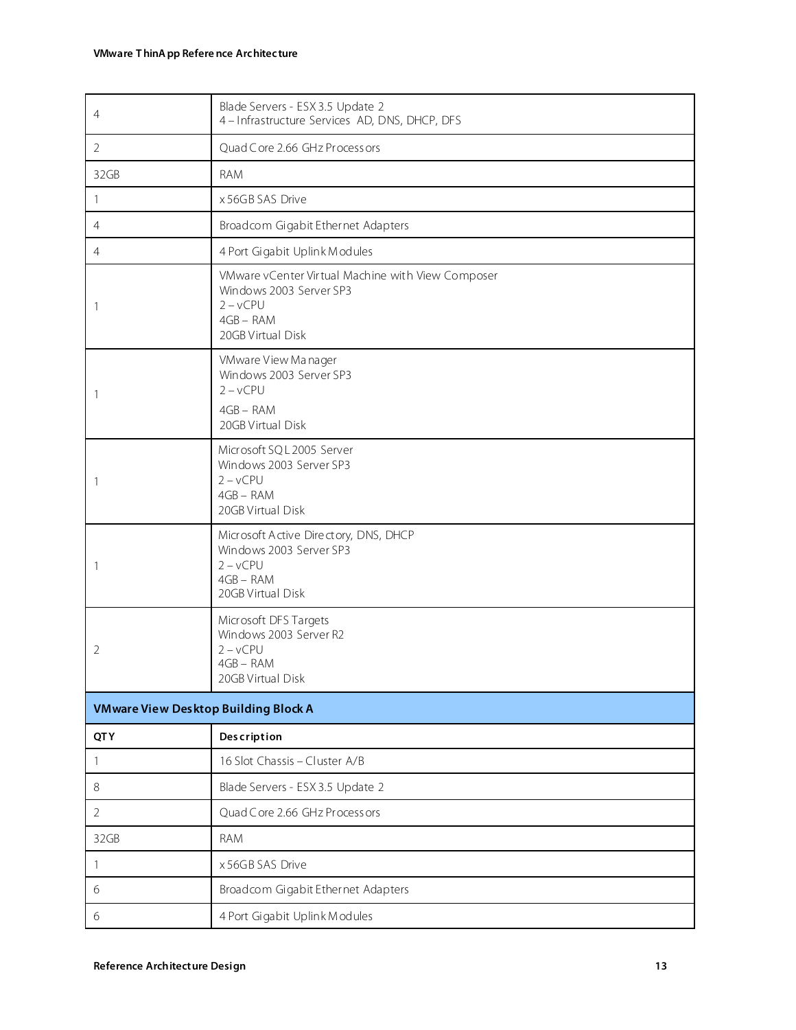| | |
|---|---|
| 4 | Blade Servers - ESX 3.5 Update 2<br>4 – Infrastructure Services AD, DNS, DHCP, DFS |
| 2 | Quad Core 2.66 GHz Processors |
| 32GB | RAM |
| 1 | x 56GB SAS Drive |
| 4 | Broadcom Gigabit Ethernet Adapters |
| 4 | 4 Port Gigabit Uplink Modules |
| 1 | VMware vCenter Virtual Machine with View Composer<br>Windows 2003 Server SP3<br>2 – vCPU<br>4GB – RAM<br>20GB Virtual Disk |
| 1 | VMware View Manager<br>Windows 2003 Server SP3<br>2 – vCPU<br>4GB – RAM<br>20GB Virtual Disk |
| 1 | Microsoft SQL 2005 Server<br>Windows 2003 Server SP3<br>2 – vCPU<br>4GB – RAM<br>20GB Virtual Disk |
| 1 | Microsoft Active Directory, DNS, DHCP<br>Windows 2003 Server SP3<br>2 – vCPU<br>4GB – RAM<br>20GB Virtual Disk |
| 2 | Microsoft DFS Targets<br>Windows 2003 Server R2<br>2 – vCPU<br>4GB – RAM<br>20GB Virtual Disk |

**VMware View Desktop Building Block A**

| QTY | Description |
|---|---|
| 1 | 16 Slot Chassis – Cluster A/B |
| 8 | Blade Servers - ESX 3.5 Update 2 |
| 2 | Quad Core 2.66 GHz Processors |
| 32GB | RAM |
| 1 | x 56GB SAS Drive |
| 6 | Broadcom Gigabit Ethernet Adapters |
| 6 | 4 Port Gigabit Uplink Modules |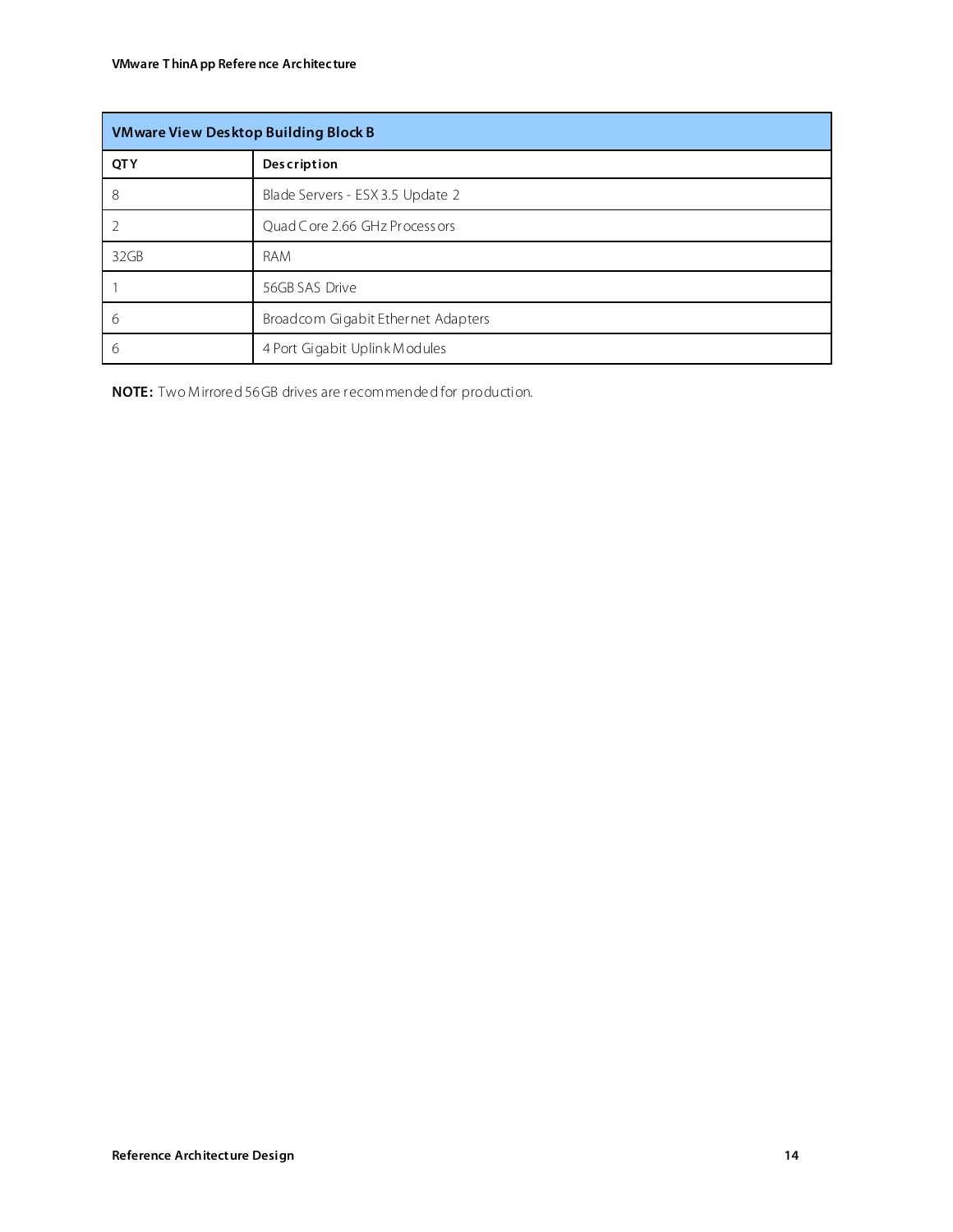| VMware View Desktop Building Block B | |
|---|---|
| **QTY** | **Description** |
| 8 | Blade Servers - ESX 3.5 Update 2 |
| 2 | Quad Core 2.66 GHz Processors |
| 32GB | RAM |
| 1 | 56GB SAS Drive |
| 6 | Broadcom Gigabit Ethernet Adapters |
| 6 | 4 Port Gigabit Uplink Modules |

**NOTE:** Two Mirrored 56GB drives are recommended for production.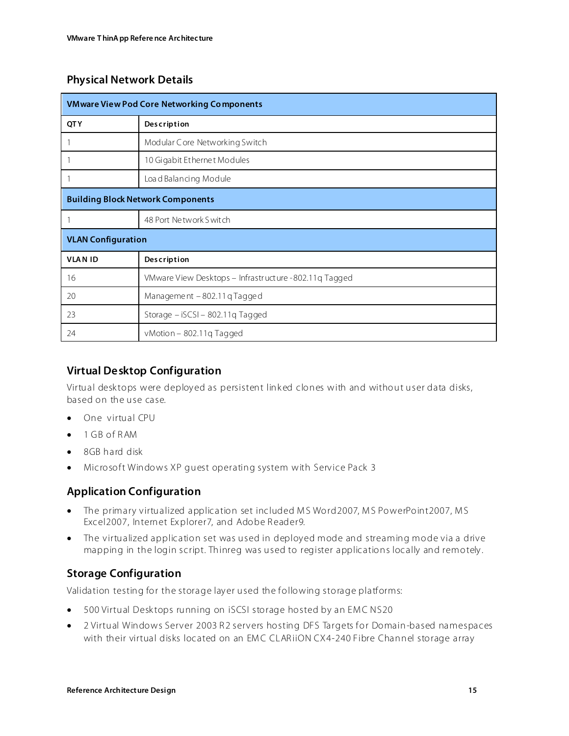## Physical Network Details

| VMware View Pod Core Networking Components | |
|---|---|
| **QTY** | **Description** |
| 1 | Modular Core Networking Switch |
| 1 | 10 Gigabit Ethernet Modules |
| 1 | Load Balancing Module |
| **Building Block Network Components** | |
| 1 | 48 Port Network Switch |
| **VLAN Configuration** | |
| **VLAN ID** | **Description** |
| 16 | VMware View Desktops – Infrastructure -802.11q Tagged |
| 20 | Management – 802.11q Tagged |
| 23 | Storage – iSCSI – 802.11q Tagged |
| 24 | vMotion – 802.11q Tagged |

## Virtual Desktop Configuration

Virtual desktops were deployed as persistent linked clones with and without user data disks, based on the use case.

- One virtual CPU
- 1 GB of RAM
- 8GB hard disk
- Microsoft Windows XP guest operating system with Service Pack 3

## Application Configuration

- The primary virtualized application set included MS Word2007, MS PowerPoint2007, MS Excel2007, Internet Explorer7, and Adobe Reader9.
- The virtualized application set was used in deployed mode and streaming mode via a drive mapping in the login script. Thinreg was used to register applications locally and remotely.

## Storage Configuration

Validation testing for the storage layer used the following storage platforms:

- 500 Virtual Desktops running on iSCSI storage hosted by an EMC NS20
- 2 Virtual Windows Server 2003 R2 servers hosting DFS Targets for Domain-based namespaces with their virtual disks located on an EMC CLARiiON CX4-240 Fibre Channel storage array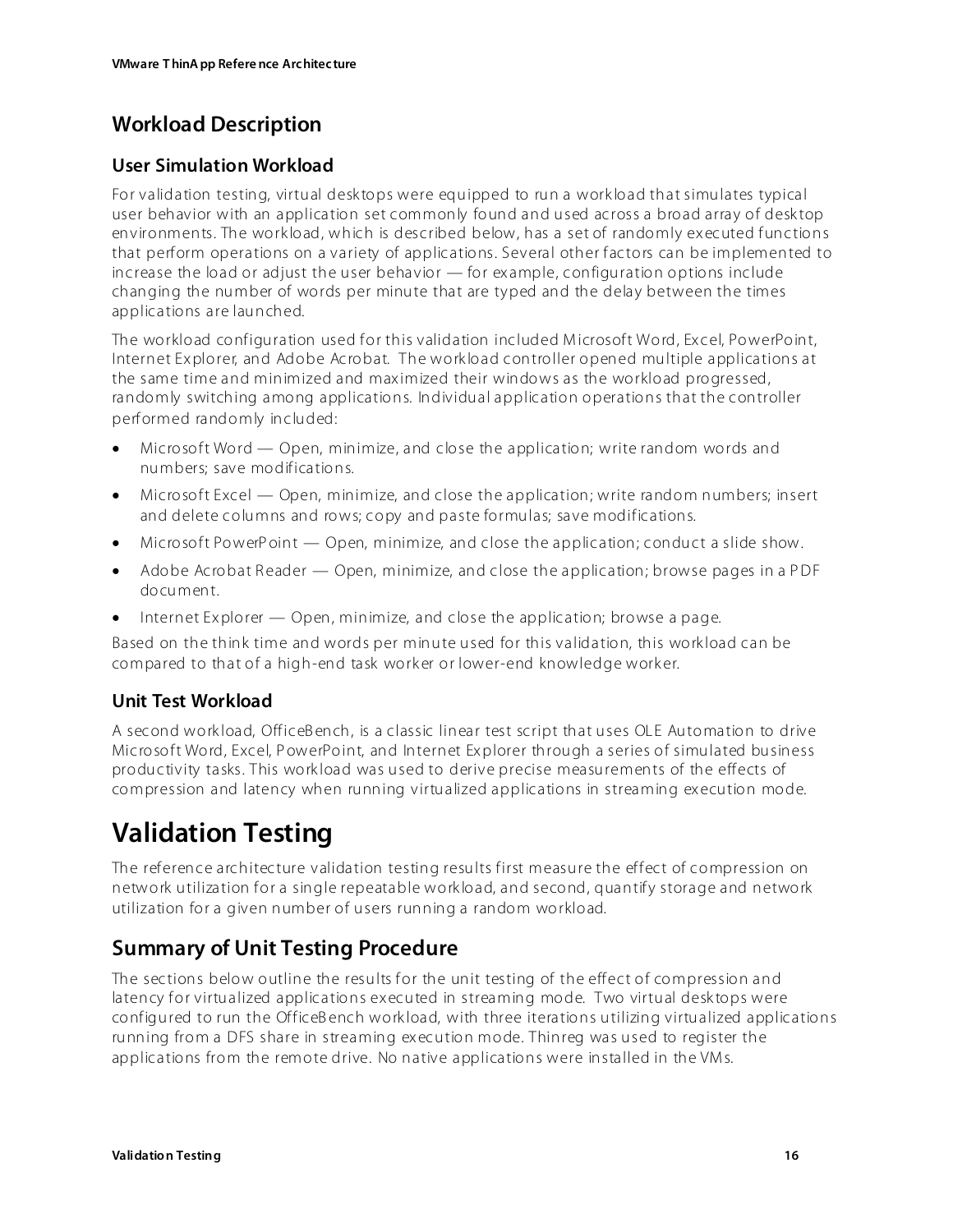## Workload Description

### User Simulation Workload

For validation testing, virtual desktops were equipped to run a workload that simulates typical user behavior with an application set commonly found and used across a broad array of desktop environments. The workload, which is described below, has a set of randomly executed functions that perform operations on a variety of applications. Several other factors can be implemented to increase the load or adjust the user behavior — for example, configuration options include changing the number of words per minute that are typed and the delay between the times applications are launched.

The workload configuration used for this validation included Microsoft Word, Excel, PowerPoint, Internet Explorer, and Adobe Acrobat. The workload controller opened multiple applications at the same time and minimized and maximized their windows as the workload progressed, randomly switching among applications. Individual application operations that the controller performed randomly included:

- Microsoft Word — Open, minimize, and close the application; write random words and numbers; save modifications.
- Microsoft Excel — Open, minimize, and close the application; write random numbers; insert and delete columns and rows; copy and paste formulas; save modifications.
- Microsoft PowerPoint — Open, minimize, and close the application; conduct a slide show.
- Adobe Acrobat Reader — Open, minimize, and close the application; browse pages in a PDF document.
- Internet Explorer — Open, minimize, and close the application; browse a page.

Based on the think time and words per minute used for this validation, this workload can be compared to that of a high-end task worker or lower-end knowledge worker.

### Unit Test Workload

A second workload, OfficeBench, is a classic linear test script that uses OLE Automation to drive Microsoft Word, Excel, PowerPoint, and Internet Explorer through a series of simulated business productivity tasks. This workload was used to derive precise measurements of the effects of compression and latency when running virtualized applications in streaming execution mode.

# Validation Testing

The reference architecture validation testing results first measure the effect of compression on network utilization for a single repeatable workload, and second, quantify storage and network utilization for a given number of users running a random workload.

## Summary of Unit Testing Procedure

The sections below outline the results for the unit testing of the effect of compression and latency for virtualized applications executed in streaming mode. Two virtual desktops were configured to run the OfficeBench workload, with three iterations utilizing virtualized applications running from a DFS share in streaming execution mode. Thinreg was used to register the applications from the remote drive. No native applications were installed in the VMs.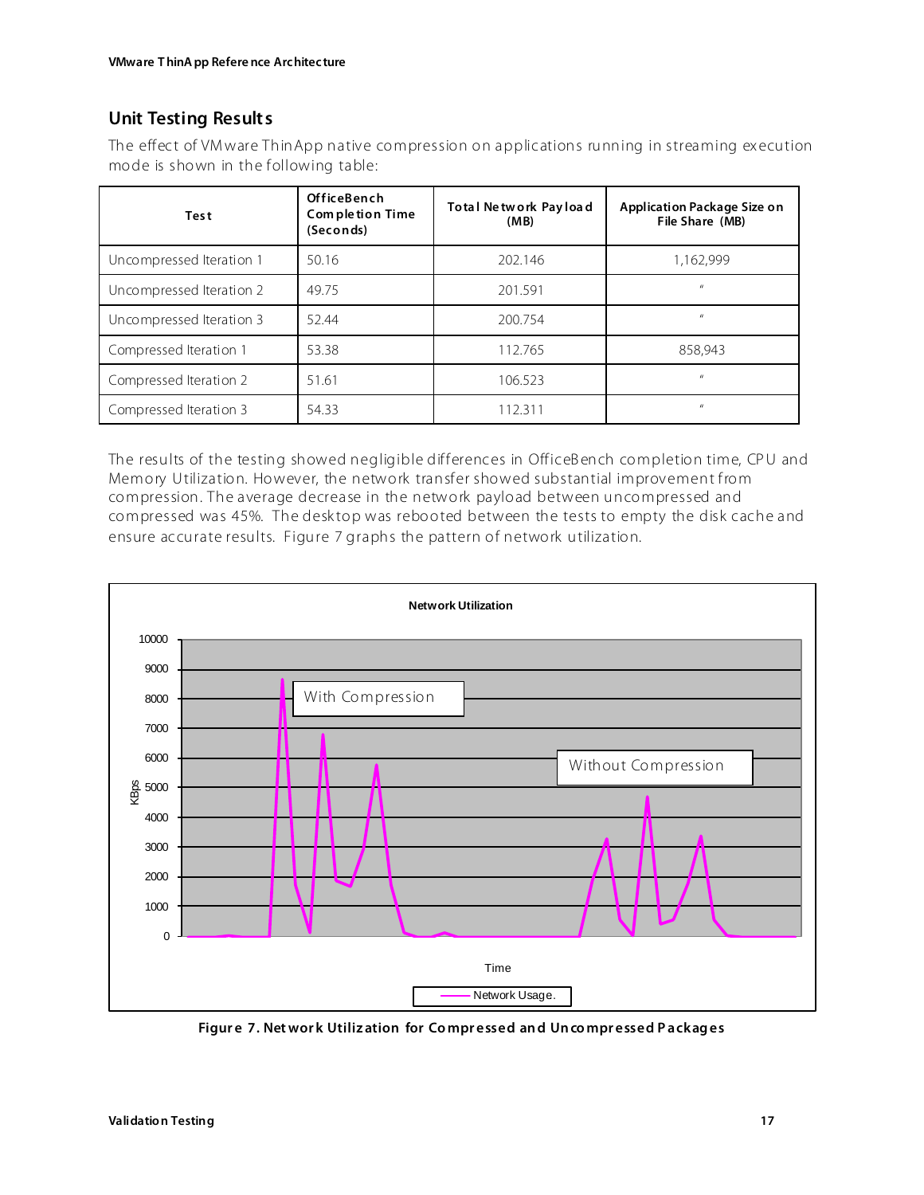## Unit Testing Results

The effect of VMware ThinApp native compression on applications running in streaming execution mode is shown in the following table:

| Test | OfficeBench Completion Time (Seconds) | Total Network Payload (MB) | Application Package Size on File Share (MB) |
|---|---|---|---|
| Uncompressed Iteration 1 | 50.16 | 202.146 | 1,162,999 |
| Uncompressed Iteration 2 | 49.75 | 201.591 | " |
| Uncompressed Iteration 3 | 52.44 | 200.754 | " |
| Compressed Iteration 1 | 53.38 | 112.765 | 858,943 |
| Compressed Iteration 2 | 51.61 | 106.523 | " |
| Compressed Iteration 3 | 54.33 | 112.311 | " |

The results of the testing showed negligible differences in OfficeBench completion time, CPU and Memory Utilization. However, the network transfer showed substantial improvement from compression. The average decrease in the network payload between uncompressed and compressed was 45%. The desktop was rebooted between the tests to empty the disk cache and ensure accurate results. Figure 7 graphs the pattern of network utilization.

Network Utilization

KBps

10000
9000
8000
7000
6000
5000
4000
3000
2000
1000
0

With Compression

Without Compression

Time

Network Usage.

**Figure 7. Network Utilization for Compressed and Uncompressed Packages**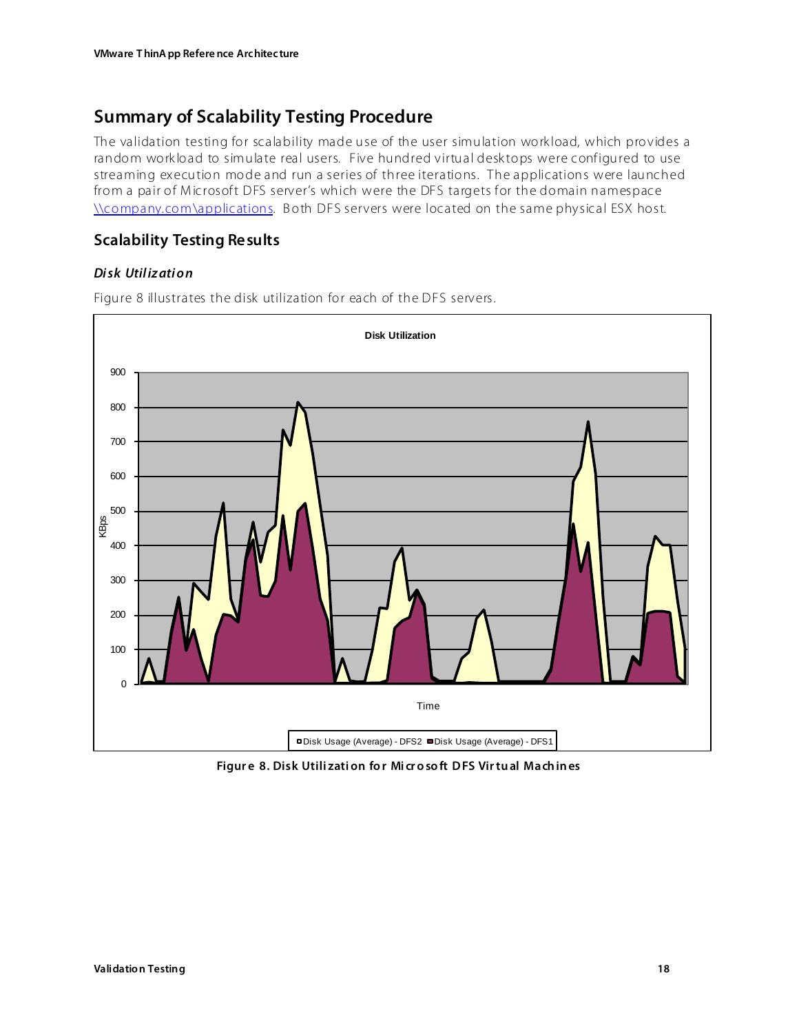## Summary of Scalability Testing Procedure

The validation testing for scalability made use of the user simulation workload, which provides a random workload to simulate real users. Five hundred virtual desktops were configured to use streaming execution mode and run a series of three iterations. The applications were launched from a pair of Microsoft DFS server's which were the DFS targets for the domain namespace \\company.com\applications. Both DFS servers were located on the same physical ESX host.

## Scalability Testing Results

### *Disk Utilization*

Figure 8 illustrates the disk utilization for each of the DFS servers.

**Figure 8. Disk Utilization for Microsoft DFS Virtual Machines**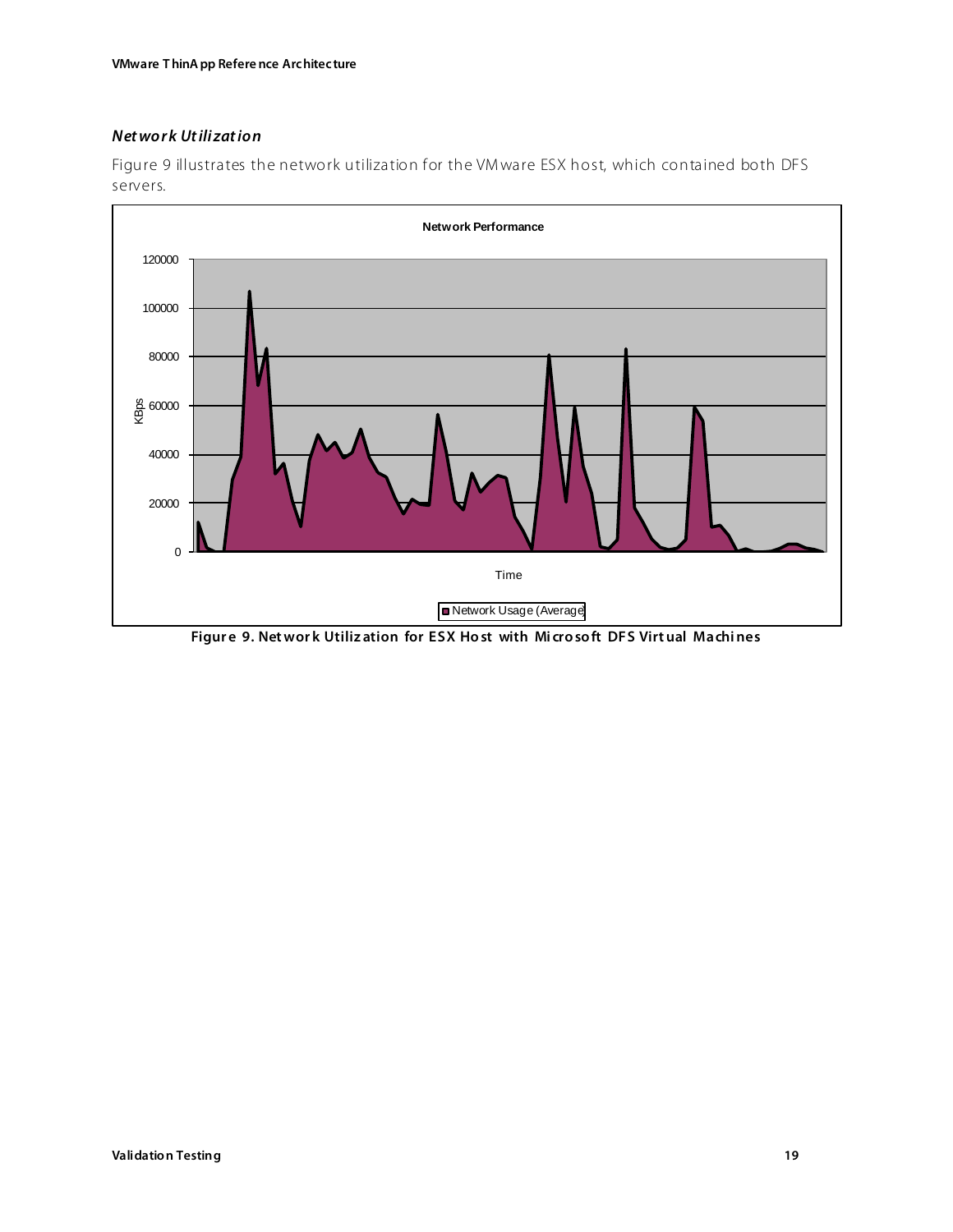### *Network Utilization*

Figure 9 illustrates the network utilization for the VMware ESX host, which contained both DFS servers.

Network Performance

120000

100000

80000

60000

40000

20000

0

KBps

Time

Network Usage (Average)

**Figure 9. Network Utilization for ESX Host with Microsoft DFS Virtual Machines**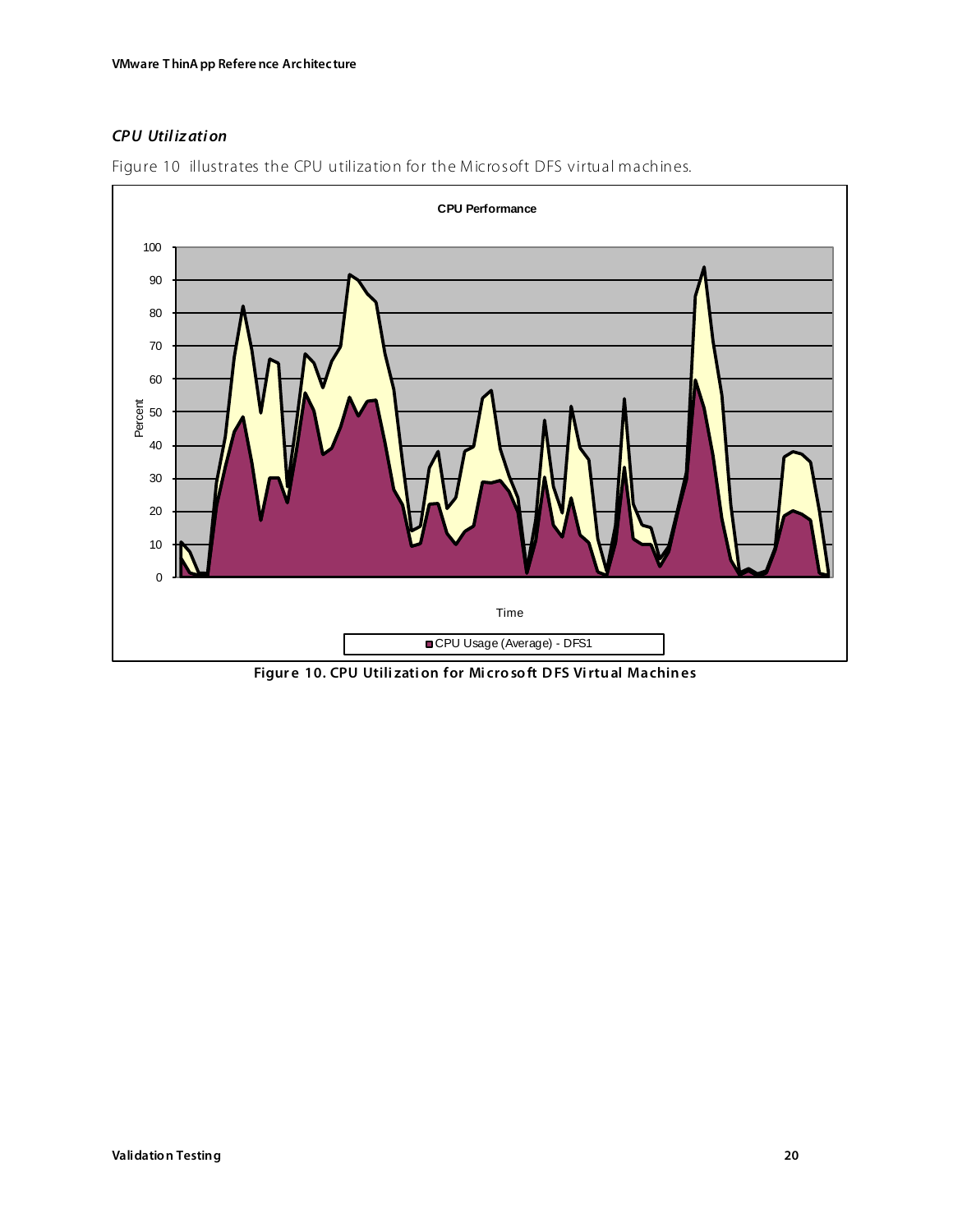### *CPU Utilization*

Figure 10 illustrates the CPU utilization for the Microsoft DFS virtual machines.

CPU Performance

100
90
80
70
60
50
40
30
20
10
0

Percent

Time

CPU Usage (Average) - DFS1

**Figure 10. CPU Utilization for Microsoft DFS Virtual Machines**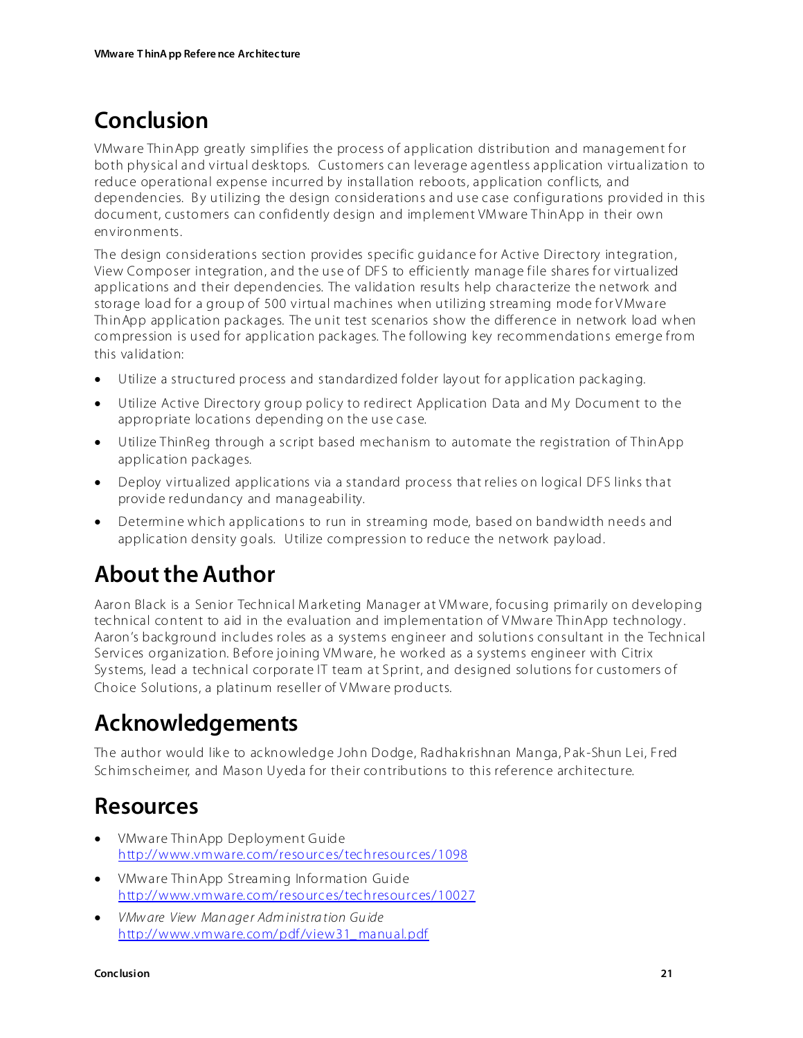# Conclusion

VMware ThinApp greatly simplifies the process of application distribution and management for both physical and virtual desktops. Customers can leverage agentless application virtualization to reduce operational expense incurred by installation reboots, application conflicts, and dependencies. By utilizing the design considerations and use case configurations provided in this document, customers can confidently design and implement VMware ThinApp in their own environments.

The design considerations section provides specific guidance for Active Directory integration, View Composer integration, and the use of DFS to efficiently manage file shares for virtualized applications and their dependencies. The validation results help characterize the network and storage load for a group of 500 virtual machines when utilizing streaming mode for VMware ThinApp application packages. The unit test scenarios show the difference in network load when compression is used for application packages. The following key recommendations emerge from this validation:

- Utilize a structured process and standardized folder layout for application packaging.
- Utilize Active Directory group policy to redirect Application Data and My Document to the appropriate locations depending on the use case.
- Utilize ThinReg through a script based mechanism to automate the registration of ThinApp application packages.
- Deploy virtualized applications via a standard process that relies on logical DFS links that provide redundancy and manageability.
- Determine which applications to run in streaming mode, based on bandwidth needs and application density goals. Utilize compression to reduce the network payload.

# About the Author

Aaron Black is a Senior Technical Marketing Manager at VMware, focusing primarily on developing technical content to aid in the evaluation and implementation of VMware ThinApp technology. Aaron's background includes roles as a systems engineer and solutions consultant in the Technical Services organization. Before joining VMware, he worked as a systems engineer with Citrix Systems, lead a technical corporate IT team at Sprint, and designed solutions for customers of Choice Solutions, a platinum reseller of VMware products.

# Acknowledgements

The author would like to acknowledge John Dodge, Radhakrishnan Manga, Pak-Shun Lei, Fred Schimscheimer, and Mason Uyeda for their contributions to this reference architecture.

# Resources

- VMware ThinApp Deployment Guide
  http://www.vmware.com/resources/techresources/1098
- VMware ThinApp Streaming Information Guide
  http://www.vmware.com/resources/techresources/10027
- *VMware View Manager Administration Guide*
  http://www.vmware.com/pdf/view31_manual.pdf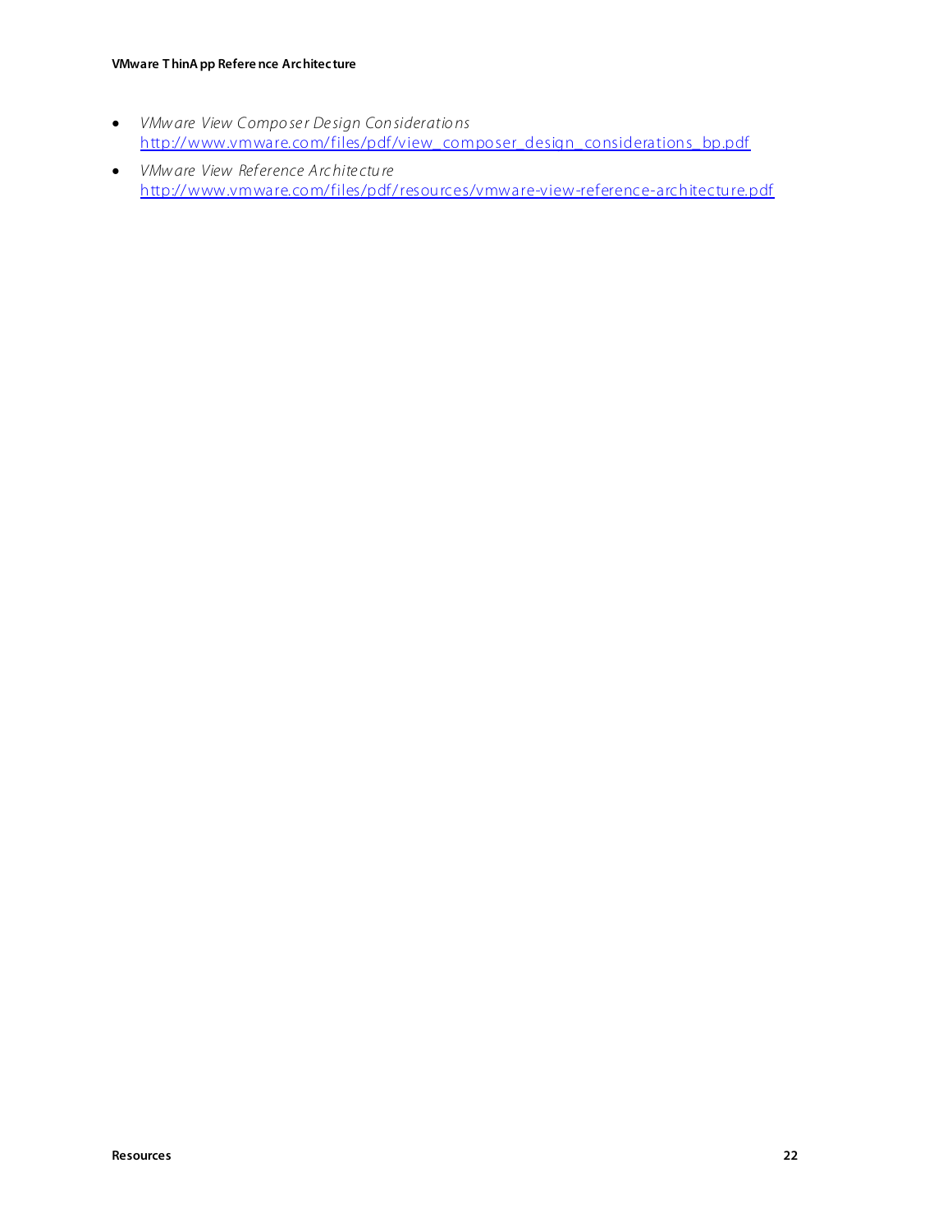- *VMware View Composer Design Considerations*
  http://www.vmware.com/files/pdf/view_composer_design_considerations_bp.pdf
- *VMware View Reference Architecture*
  http://www.vmware.com/files/pdf/resources/vmware-view-reference-architecture.pdf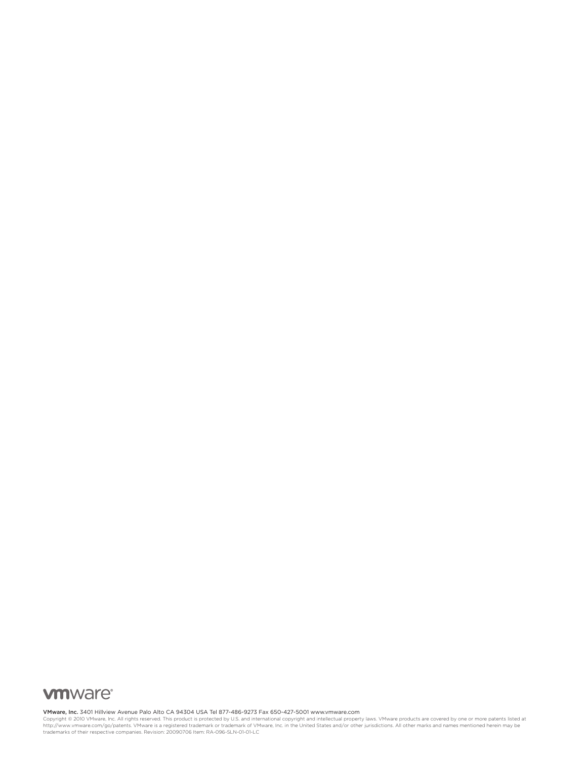vmware®

**VMware, Inc.** 3401 Hillview Avenue Palo Alto CA 94304 USA Tel 877-486-9273 Fax 650-427-5001 www.vmware.com

Copyright © 2010 VMware, Inc. All rights reserved. This product is protected by U.S. and international copyright and intellectual property laws. VMware products are covered by one or more patents listed at http://www.vmware.com/go/patents. VMware is a registered trademark or trademark of VMware, Inc. in the United States and/or other jurisdictions. All other marks and names mentioned herein may be trademarks of their respective companies. Revision: 20090706 Item: RA-096-SLN-01-01-LC